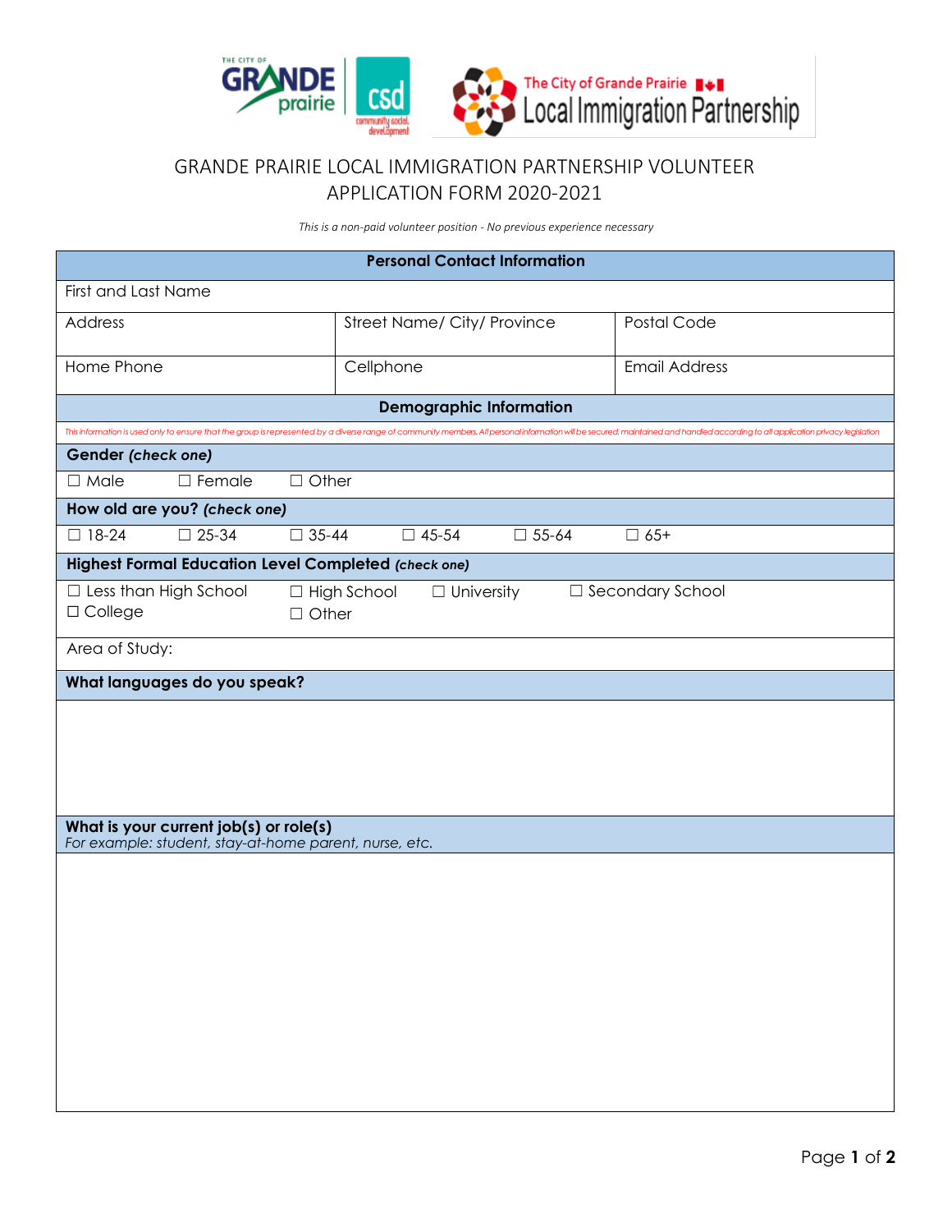The City of Grande Prairie – csd community social development

The City of Grande Prairie Local Immigration Partnership

# GRANDE PRAIRIE LOCAL IMMIGRATION PARTNERSHIP VOLUNTEER APPLICATION FORM 2020-2021

*This is a non-paid volunteer position - No previous experience necessary*

| **Personal Contact Information** | | |
|---|---|---|
| First and Last Name | | |
| Address | Street Name/ City/ Province | Postal Code |
| Home Phone | Cellphone | Email Address |

**Demographic Information**

*This information is used only to ensure that the group is represented by a diverse range of community members. All personal information will be secured, maintained and handled according to all application privacy legislation*

**Gender** ***(check one)***

☐ Male ☐ Female ☐ Other

**How old are you?** ***(check one)***

☐ 18-24 ☐ 25-34 ☐ 35-44 ☐ 45-54 ☐ 55-64 ☐ 65+

**Highest Formal Education Level Completed** ***(check one)***

☐ Less than High School ☐ High School ☐ University ☐ Secondary School
☐ College ☐ Other

Area of Study:

**What languages do you speak?**

**What is your current job(s) or role(s)**
*For example: student, stay-at-home parent, nurse, etc.*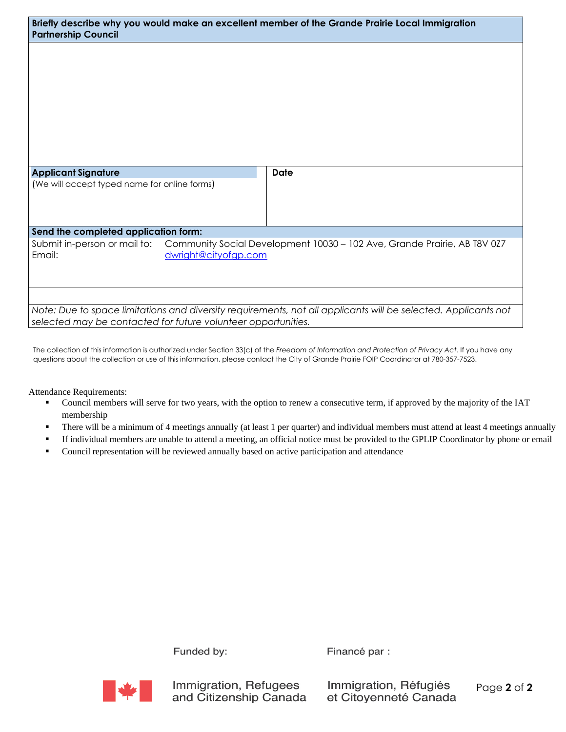| Briefly describe why you would make an excellent member of the Grande Prairie Local Immigration Partnership Council | |
|---|---|
| | |
| **Applicant Signature** (We will accept typed name for online forms) | **Date** |

| **Send the completed application form:** | |
|---|---|
| Submit in-person or mail to: | Community Social Development 10030 – 102 Ave, Grande Prairie, AB T8V 0Z7 |
| Email: | dwright@cityofgp.com |

*Note: Due to space limitations and diversity requirements, not all applicants will be selected. Applicants not selected may be contacted for future volunteer opportunities.*

The collection of this information is authorized under Section 33(c) of the *Freedom of Information and Protection of Privacy Act*. If you have any questions about the collection or use of this information, please contact the City of Grande Prairie FOIP Coordinator at 780-357-7523.

Attendance Requirements:

- Council members will serve for two years, with the option to renew a consecutive term, if approved by the majority of the IAT membership
- There will be a minimum of 4 meetings annually (at least 1 per quarter) and individual members must attend at least 4 meetings annually
- If individual members are unable to attend a meeting, an official notice must be provided to the GPLIP Coordinator by phone or email
- Council representation will be reviewed annually based on active participation and attendance

Funded by: Immigration, Refugees and Citizenship Canada

Financé par : Immigration, Réfugiés et Citoyenneté Canada